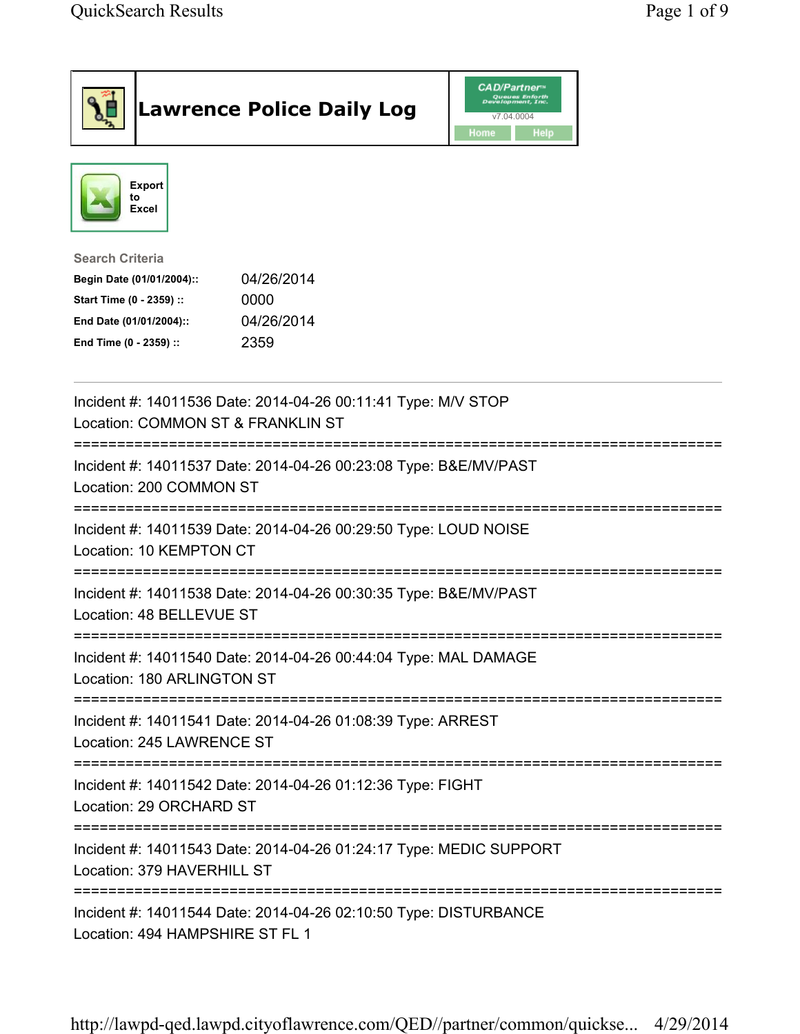# Lawrence Police Daily Log

Export to Excel

**Search Criteria**

| | |
|---|---|
| **Begin Date (01/01/2004)::** | 04/26/2014 |
| **Start Time (0 - 2359) ::** | 0000 |
| **End Date (01/01/2004)::** | 04/26/2014 |
| **End Time (0 - 2359) ::** | 2359 |

---

Incident #: 14011536 Date: 2014-04-26 00:11:41 Type: M/V STOP
Location: COMMON ST & FRANKLIN ST

===========================================================================

Incident #: 14011537 Date: 2014-04-26 00:23:08 Type: B&E/MV/PAST
Location: 200 COMMON ST

===========================================================================

Incident #: 14011539 Date: 2014-04-26 00:29:50 Type: LOUD NOISE
Location: 10 KEMPTON CT

===========================================================================

Incident #: 14011538 Date: 2014-04-26 00:30:35 Type: B&E/MV/PAST
Location: 48 BELLEVUE ST

===========================================================================

Incident #: 14011540 Date: 2014-04-26 00:44:04 Type: MAL DAMAGE
Location: 180 ARLINGTON ST

===========================================================================

Incident #: 14011541 Date: 2014-04-26 01:08:39 Type: ARREST
Location: 245 LAWRENCE ST

===========================================================================

Incident #: 14011542 Date: 2014-04-26 01:12:36 Type: FIGHT
Location: 29 ORCHARD ST

===========================================================================

Incident #: 14011543 Date: 2014-04-26 01:24:17 Type: MEDIC SUPPORT
Location: 379 HAVERHILL ST

===========================================================================

Incident #: 14011544 Date: 2014-04-26 02:10:50 Type: DISTURBANCE
Location: 494 HAMPSHIRE ST FL 1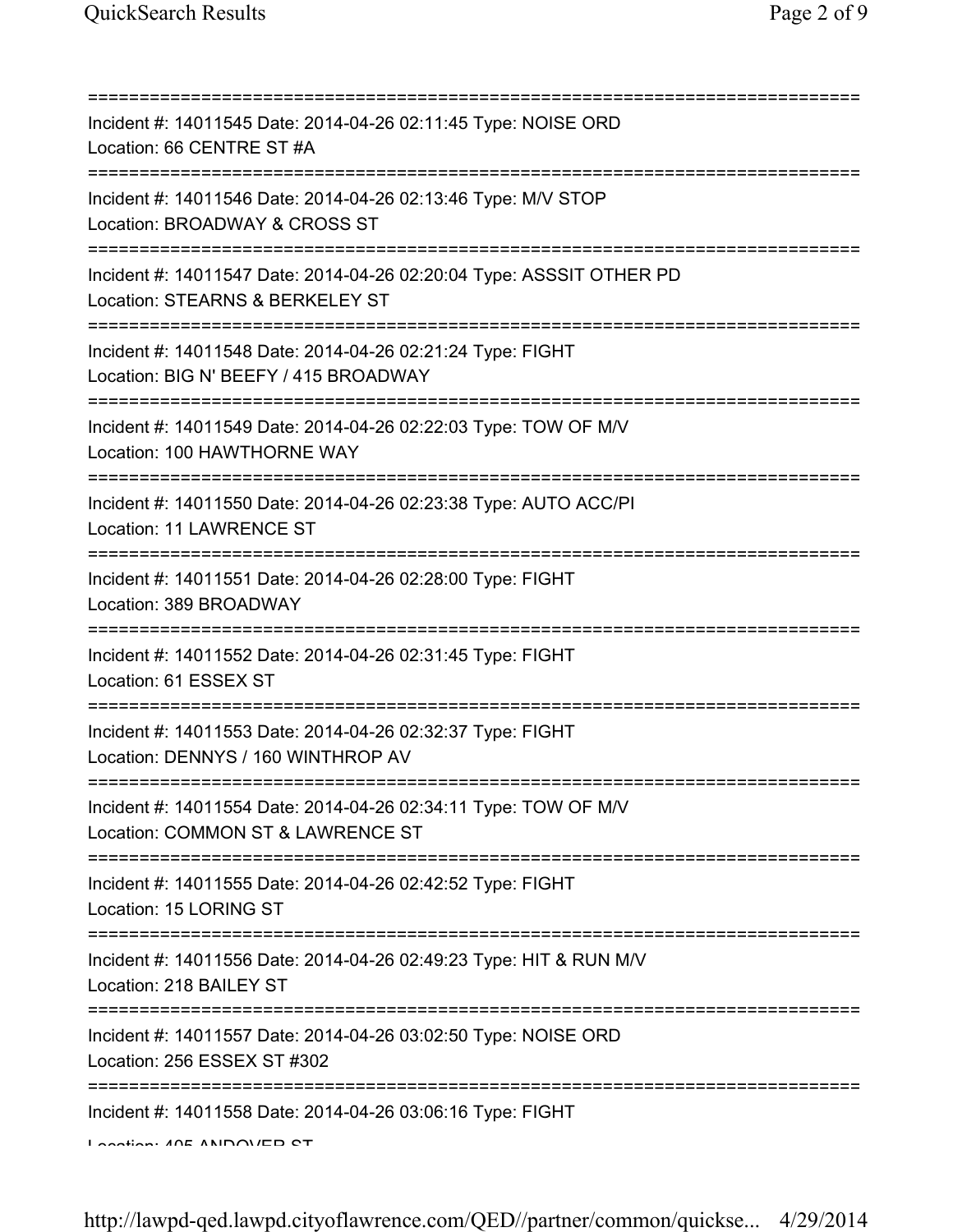===========================================================================

Incident #: 14011545 Date: 2014-04-26 02:11:45 Type: NOISE ORD
Location: 66 CENTRE ST #A

===========================================================================

Incident #: 14011546 Date: 2014-04-26 02:13:46 Type: M/V STOP
Location: BROADWAY & CROSS ST

===========================================================================

Incident #: 14011547 Date: 2014-04-26 02:20:04 Type: ASSSIT OTHER PD
Location: STEARNS & BERKELEY ST

===========================================================================

Incident #: 14011548 Date: 2014-04-26 02:21:24 Type: FIGHT
Location: BIG N' BEEFY / 415 BROADWAY

===========================================================================

Incident #: 14011549 Date: 2014-04-26 02:22:03 Type: TOW OF M/V
Location: 100 HAWTHORNE WAY

===========================================================================

Incident #: 14011550 Date: 2014-04-26 02:23:38 Type: AUTO ACC/PI
Location: 11 LAWRENCE ST

===========================================================================

Incident #: 14011551 Date: 2014-04-26 02:28:00 Type: FIGHT
Location: 389 BROADWAY

===========================================================================

Incident #: 14011552 Date: 2014-04-26 02:31:45 Type: FIGHT
Location: 61 ESSEX ST

===========================================================================

Incident #: 14011553 Date: 2014-04-26 02:32:37 Type: FIGHT
Location: DENNYS / 160 WINTHROP AV

===========================================================================

Incident #: 14011554 Date: 2014-04-26 02:34:11 Type: TOW OF M/V
Location: COMMON ST & LAWRENCE ST

===========================================================================

Incident #: 14011555 Date: 2014-04-26 02:42:52 Type: FIGHT
Location: 15 LORING ST

===========================================================================

Incident #: 14011556 Date: 2014-04-26 02:49:23 Type: HIT & RUN M/V
Location: 218 BAILEY ST

===========================================================================

Incident #: 14011557 Date: 2014-04-26 03:02:50 Type: NOISE ORD
Location: 256 ESSEX ST #302

===========================================================================

Incident #: 14011558 Date: 2014-04-26 03:06:16 Type: FIGHT
Location: 405 ANDOVER ST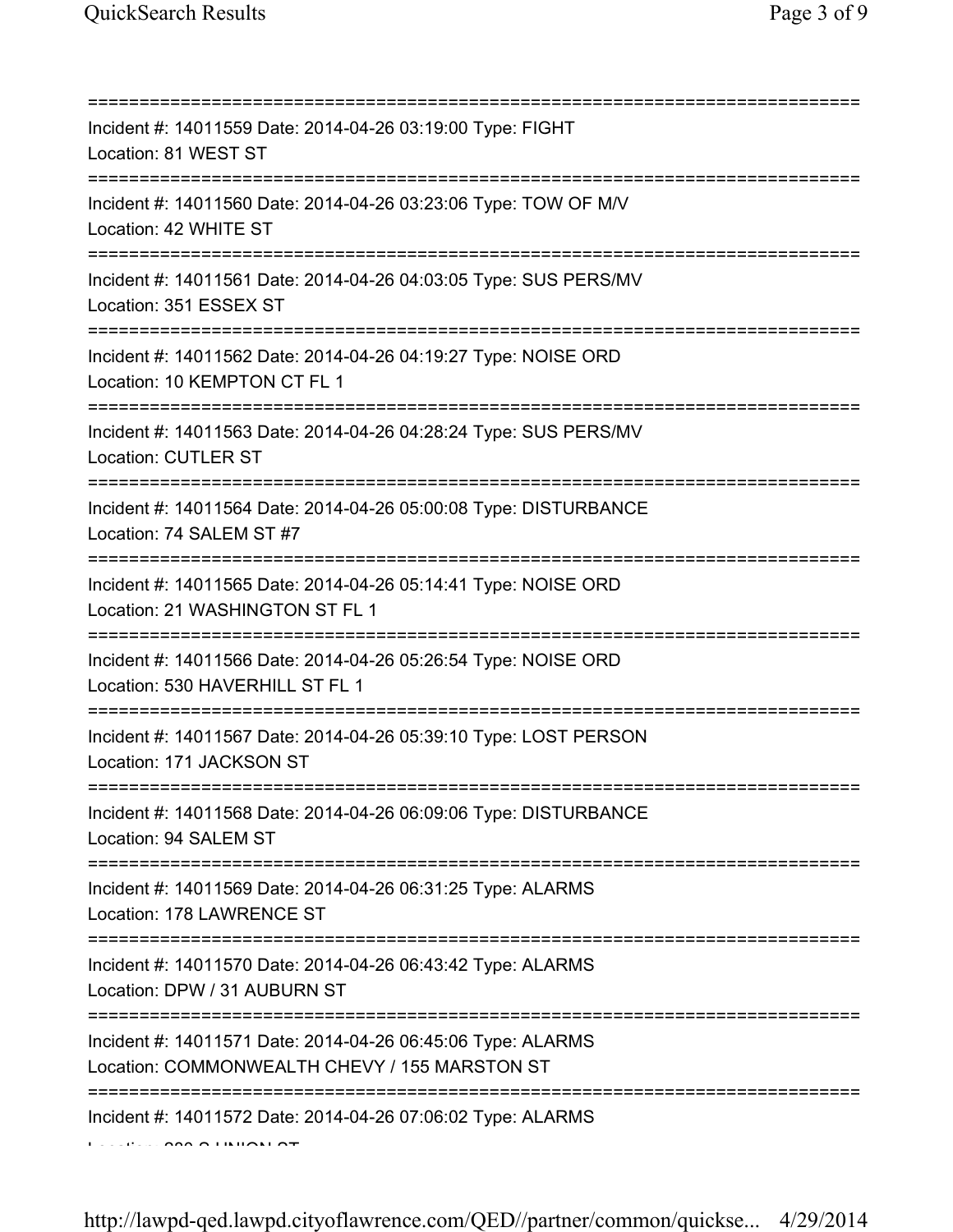===========================================================================

Incident #: 14011559 Date: 2014-04-26 03:19:00 Type: FIGHT

Location: 81 WEST ST

===========================================================================

Incident #: 14011560 Date: 2014-04-26 03:23:06 Type: TOW OF M/V

Location: 42 WHITE ST

===========================================================================

Incident #: 14011561 Date: 2014-04-26 04:03:05 Type: SUS PERS/MV

Location: 351 ESSEX ST

===========================================================================

Incident #: 14011562 Date: 2014-04-26 04:19:27 Type: NOISE ORD

Location: 10 KEMPTON CT FL 1

===========================================================================

Incident #: 14011563 Date: 2014-04-26 04:28:24 Type: SUS PERS/MV

Location: CUTLER ST

===========================================================================

Incident #: 14011564 Date: 2014-04-26 05:00:08 Type: DISTURBANCE

Location: 74 SALEM ST #7

===========================================================================

Incident #: 14011565 Date: 2014-04-26 05:14:41 Type: NOISE ORD

Location: 21 WASHINGTON ST FL 1

===========================================================================

Incident #: 14011566 Date: 2014-04-26 05:26:54 Type: NOISE ORD

Location: 530 HAVERHILL ST FL 1

===========================================================================

Incident #: 14011567 Date: 2014-04-26 05:39:10 Type: LOST PERSON

Location: 171 JACKSON ST

===========================================================================

Incident #: 14011568 Date: 2014-04-26 06:09:06 Type: DISTURBANCE

Location: 94 SALEM ST

===========================================================================

Incident #: 14011569 Date: 2014-04-26 06:31:25 Type: ALARMS

Location: 178 LAWRENCE ST

===========================================================================

Incident #: 14011570 Date: 2014-04-26 06:43:42 Type: ALARMS

Location: DPW / 31 AUBURN ST

===========================================================================

Incident #: 14011571 Date: 2014-04-26 06:45:06 Type: ALARMS

Location: COMMONWEALTH CHEVY / 155 MARSTON ST

===========================================================================

Incident #: 14011572 Date: 2014-04-26 07:06:02 Type: ALARMS

Location: 200 S UNION ST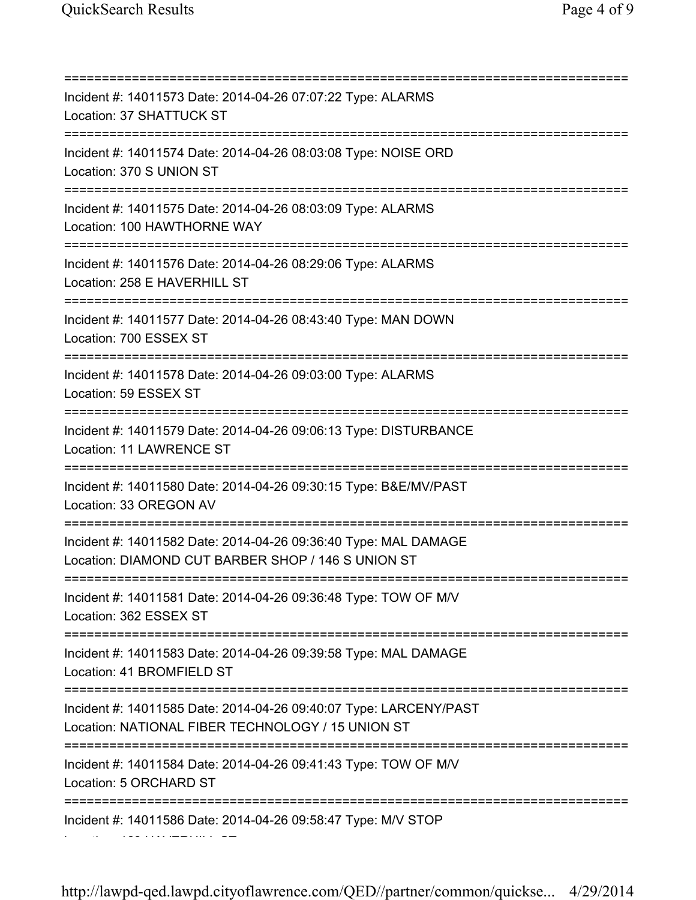===========================================================================
Incident #: 14011573 Date: 2014-04-26 07:07:22 Type: ALARMS
Location: 37 SHATTUCK ST
===========================================================================
Incident #: 14011574 Date: 2014-04-26 08:03:08 Type: NOISE ORD
Location: 370 S UNION ST
===========================================================================
Incident #: 14011575 Date: 2014-04-26 08:03:09 Type: ALARMS
Location: 100 HAWTHORNE WAY
===========================================================================
Incident #: 14011576 Date: 2014-04-26 08:29:06 Type: ALARMS
Location: 258 E HAVERHILL ST
===========================================================================
Incident #: 14011577 Date: 2014-04-26 08:43:40 Type: MAN DOWN
Location: 700 ESSEX ST
===========================================================================
Incident #: 14011578 Date: 2014-04-26 09:03:00 Type: ALARMS
Location: 59 ESSEX ST
===========================================================================
Incident #: 14011579 Date: 2014-04-26 09:06:13 Type: DISTURBANCE
Location: 11 LAWRENCE ST
===========================================================================
Incident #: 14011580 Date: 2014-04-26 09:30:15 Type: B&E/MV/PAST
Location: 33 OREGON AV
===========================================================================
Incident #: 14011582 Date: 2014-04-26 09:36:40 Type: MAL DAMAGE
Location: DIAMOND CUT BARBER SHOP / 146 S UNION ST
===========================================================================
Incident #: 14011581 Date: 2014-04-26 09:36:48 Type: TOW OF M/V
Location: 362 ESSEX ST
===========================================================================
Incident #: 14011583 Date: 2014-04-26 09:39:58 Type: MAL DAMAGE
Location: 41 BROMFIELD ST
===========================================================================
Incident #: 14011585 Date: 2014-04-26 09:40:07 Type: LARCENY/PAST
Location: NATIONAL FIBER TECHNOLOGY / 15 UNION ST
===========================================================================
Incident #: 14011584 Date: 2014-04-26 09:41:43 Type: TOW OF M/V
Location: 5 ORCHARD ST
===========================================================================
Incident #: 14011586 Date: 2014-04-26 09:58:47 Type: M/V STOP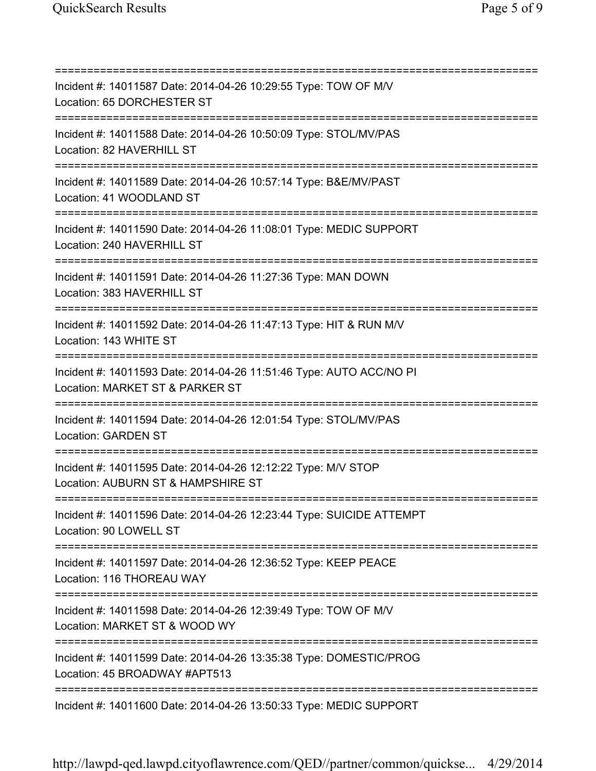===========================================================================
Incident #: 14011587 Date: 2014-04-26 10:29:55 Type: TOW OF M/V
Location: 65 DORCHESTER ST
===========================================================================
Incident #: 14011588 Date: 2014-04-26 10:50:09 Type: STOL/MV/PAS
Location: 82 HAVERHILL ST
===========================================================================
Incident #: 14011589 Date: 2014-04-26 10:57:14 Type: B&E/MV/PAST
Location: 41 WOODLAND ST
===========================================================================
Incident #: 14011590 Date: 2014-04-26 11:08:01 Type: MEDIC SUPPORT
Location: 240 HAVERHILL ST
===========================================================================
Incident #: 14011591 Date: 2014-04-26 11:27:36 Type: MAN DOWN
Location: 383 HAVERHILL ST
===========================================================================
Incident #: 14011592 Date: 2014-04-26 11:47:13 Type: HIT & RUN M/V
Location: 143 WHITE ST
===========================================================================
Incident #: 14011593 Date: 2014-04-26 11:51:46 Type: AUTO ACC/NO PI
Location: MARKET ST & PARKER ST
===========================================================================
Incident #: 14011594 Date: 2014-04-26 12:01:54 Type: STOL/MV/PAS
Location: GARDEN ST
===========================================================================
Incident #: 14011595 Date: 2014-04-26 12:12:22 Type: M/V STOP
Location: AUBURN ST & HAMPSHIRE ST
===========================================================================
Incident #: 14011596 Date: 2014-04-26 12:23:44 Type: SUICIDE ATTEMPT
Location: 90 LOWELL ST
===========================================================================
Incident #: 14011597 Date: 2014-04-26 12:36:52 Type: KEEP PEACE
Location: 116 THOREAU WAY
===========================================================================
Incident #: 14011598 Date: 2014-04-26 12:39:49 Type: TOW OF M/V
Location: MARKET ST & WOOD WY
===========================================================================
Incident #: 14011599 Date: 2014-04-26 13:35:38 Type: DOMESTIC/PROG
Location: 45 BROADWAY #APT513
===========================================================================
Incident #: 14011600 Date: 2014-04-26 13:50:33 Type: MEDIC SUPPORT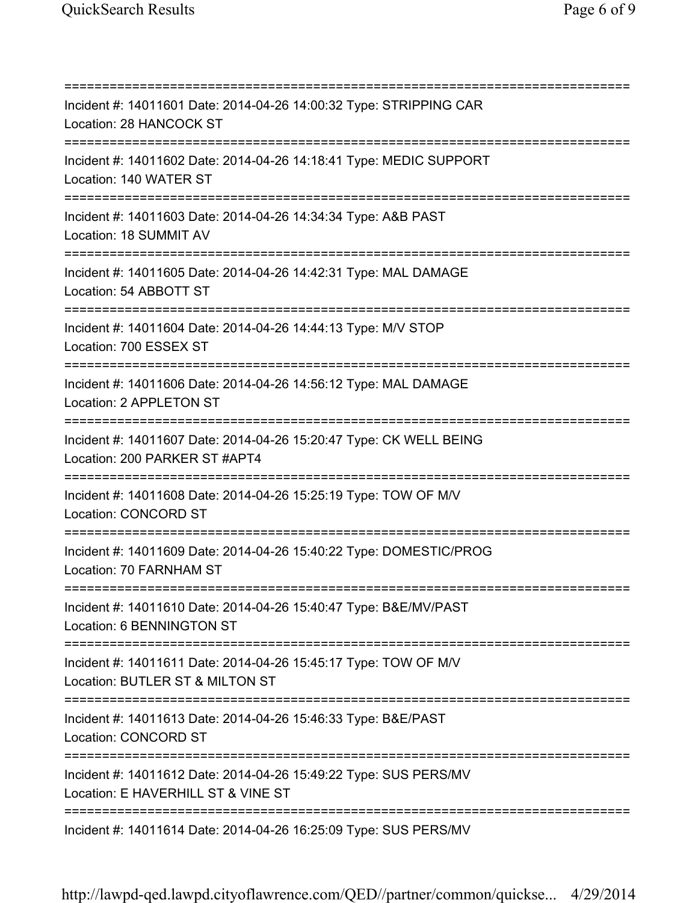==============================================================================
Incident #: 14011601 Date: 2014-04-26 14:00:32 Type: STRIPPING CAR
Location: 28 HANCOCK ST
==============================================================================
Incident #: 14011602 Date: 2014-04-26 14:18:41 Type: MEDIC SUPPORT
Location: 140 WATER ST
==============================================================================
Incident #: 14011603 Date: 2014-04-26 14:34:34 Type: A&B PAST
Location: 18 SUMMIT AV
==============================================================================
Incident #: 14011605 Date: 2014-04-26 14:42:31 Type: MAL DAMAGE
Location: 54 ABBOTT ST
==============================================================================
Incident #: 14011604 Date: 2014-04-26 14:44:13 Type: M/V STOP
Location: 700 ESSEX ST
==============================================================================
Incident #: 14011606 Date: 2014-04-26 14:56:12 Type: MAL DAMAGE
Location: 2 APPLETON ST
==============================================================================
Incident #: 14011607 Date: 2014-04-26 15:20:47 Type: CK WELL BEING
Location: 200 PARKER ST #APT4
==============================================================================
Incident #: 14011608 Date: 2014-04-26 15:25:19 Type: TOW OF M/V
Location: CONCORD ST
==============================================================================
Incident #: 14011609 Date: 2014-04-26 15:40:22 Type: DOMESTIC/PROG
Location: 70 FARNHAM ST
==============================================================================
Incident #: 14011610 Date: 2014-04-26 15:40:47 Type: B&E/MV/PAST
Location: 6 BENNINGTON ST
==============================================================================
Incident #: 14011611 Date: 2014-04-26 15:45:17 Type: TOW OF M/V
Location: BUTLER ST & MILTON ST
==============================================================================
Incident #: 14011613 Date: 2014-04-26 15:46:33 Type: B&E/PAST
Location: CONCORD ST
==============================================================================
Incident #: 14011612 Date: 2014-04-26 15:49:22 Type: SUS PERS/MV
Location: E HAVERHILL ST & VINE ST
==============================================================================
Incident #: 14011614 Date: 2014-04-26 16:25:09 Type: SUS PERS/MV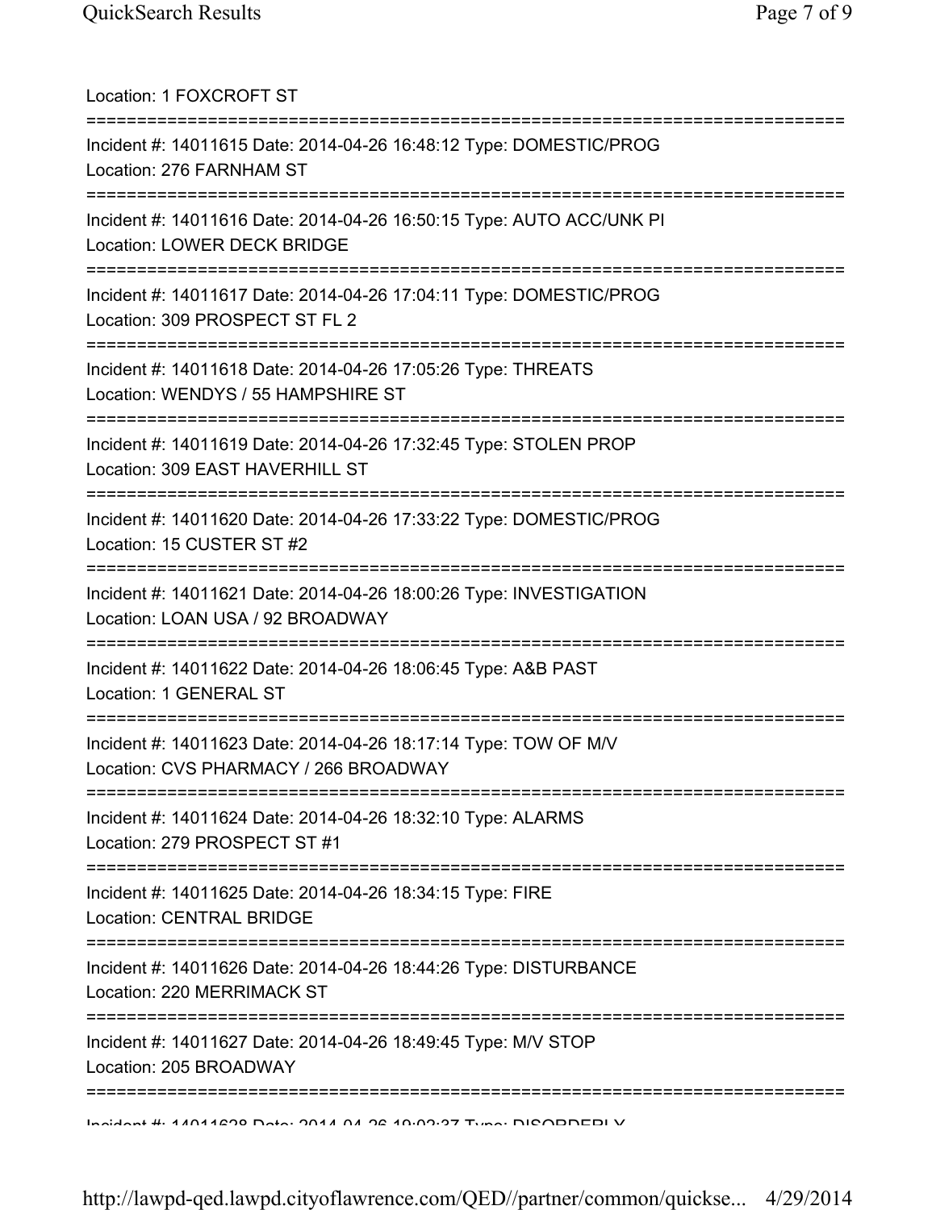Location: 1 FOXCROFT ST

===========================================================================

Incident #: 14011615 Date: 2014-04-26 16:48:12 Type: DOMESTIC/PROG
Location: 276 FARNHAM ST

===========================================================================

Incident #: 14011616 Date: 2014-04-26 16:50:15 Type: AUTO ACC/UNK PI
Location: LOWER DECK BRIDGE

===========================================================================

Incident #: 14011617 Date: 2014-04-26 17:04:11 Type: DOMESTIC/PROG
Location: 309 PROSPECT ST FL 2

===========================================================================

Incident #: 14011618 Date: 2014-04-26 17:05:26 Type: THREATS
Location: WENDYS / 55 HAMPSHIRE ST

===========================================================================

Incident #: 14011619 Date: 2014-04-26 17:32:45 Type: STOLEN PROP
Location: 309 EAST HAVERHILL ST

===========================================================================

Incident #: 14011620 Date: 2014-04-26 17:33:22 Type: DOMESTIC/PROG
Location: 15 CUSTER ST #2

===========================================================================

Incident #: 14011621 Date: 2014-04-26 18:00:26 Type: INVESTIGATION
Location: LOAN USA / 92 BROADWAY

===========================================================================

Incident #: 14011622 Date: 2014-04-26 18:06:45 Type: A&B PAST
Location: 1 GENERAL ST

===========================================================================

Incident #: 14011623 Date: 2014-04-26 18:17:14 Type: TOW OF M/V
Location: CVS PHARMACY / 266 BROADWAY

===========================================================================

Incident #: 14011624 Date: 2014-04-26 18:32:10 Type: ALARMS
Location: 279 PROSPECT ST #1

===========================================================================

Incident #: 14011625 Date: 2014-04-26 18:34:15 Type: FIRE
Location: CENTRAL BRIDGE

===========================================================================

Incident #: 14011626 Date: 2014-04-26 18:44:26 Type: DISTURBANCE
Location: 220 MERRIMACK ST

===========================================================================

Incident #: 14011627 Date: 2014-04-26 18:49:45 Type: M/V STOP
Location: 205 BROADWAY

===========================================================================

Incident #: 14011628 Date: 2014-04-26 19:02:37 Type: DISORDERLY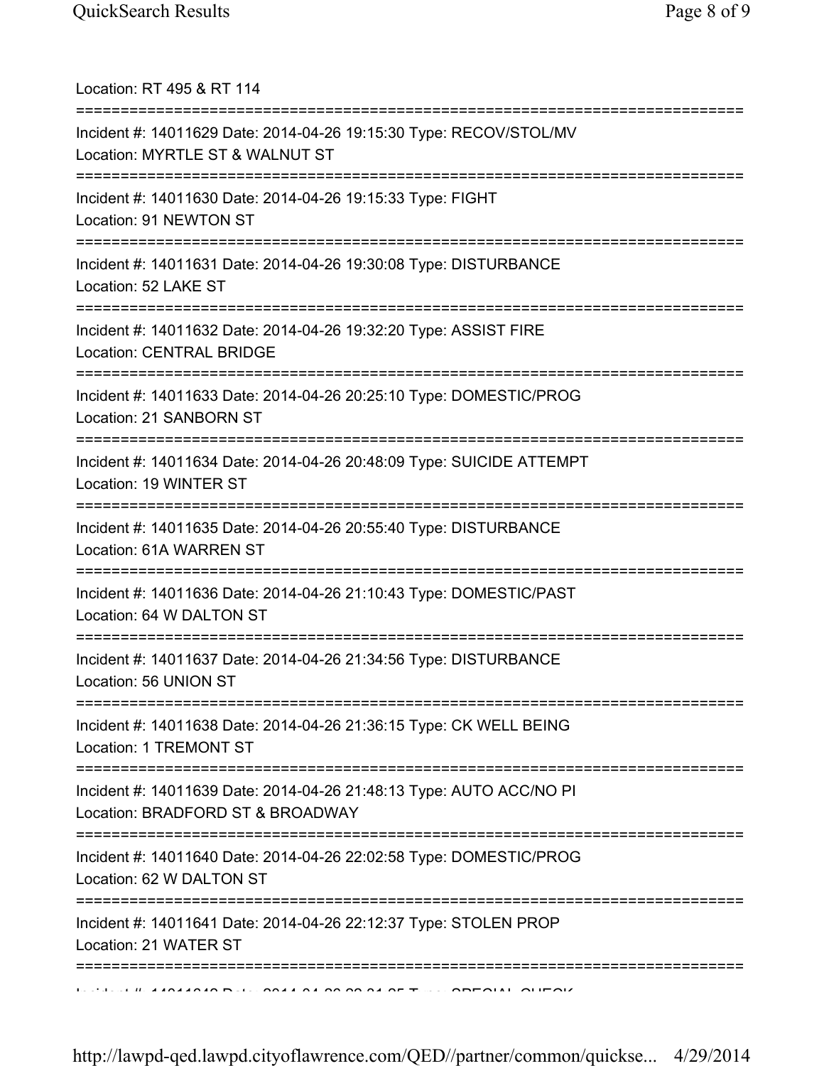Location: RT 495 & RT 114

===========================================================================

Incident #: 14011629 Date: 2014-04-26 19:15:30 Type: RECOV/STOL/MV
Location: MYRTLE ST & WALNUT ST

===========================================================================

Incident #: 14011630 Date: 2014-04-26 19:15:33 Type: FIGHT
Location: 91 NEWTON ST

===========================================================================

Incident #: 14011631 Date: 2014-04-26 19:30:08 Type: DISTURBANCE
Location: 52 LAKE ST

===========================================================================

Incident #: 14011632 Date: 2014-04-26 19:32:20 Type: ASSIST FIRE
Location: CENTRAL BRIDGE

===========================================================================

Incident #: 14011633 Date: 2014-04-26 20:25:10 Type: DOMESTIC/PROG
Location: 21 SANBORN ST

===========================================================================

Incident #: 14011634 Date: 2014-04-26 20:48:09 Type: SUICIDE ATTEMPT
Location: 19 WINTER ST

===========================================================================

Incident #: 14011635 Date: 2014-04-26 20:55:40 Type: DISTURBANCE
Location: 61A WARREN ST

===========================================================================

Incident #: 14011636 Date: 2014-04-26 21:10:43 Type: DOMESTIC/PAST
Location: 64 W DALTON ST

===========================================================================

Incident #: 14011637 Date: 2014-04-26 21:34:56 Type: DISTURBANCE
Location: 56 UNION ST

===========================================================================

Incident #: 14011638 Date: 2014-04-26 21:36:15 Type: CK WELL BEING
Location: 1 TREMONT ST

===========================================================================

Incident #: 14011639 Date: 2014-04-26 21:48:13 Type: AUTO ACC/NO PI
Location: BRADFORD ST & BROADWAY

===========================================================================

Incident #: 14011640 Date: 2014-04-26 22:02:58 Type: DOMESTIC/PROG
Location: 62 W DALTON ST

===========================================================================

Incident #: 14011641 Date: 2014-04-26 22:12:37 Type: STOLEN PROP
Location: 21 WATER ST

===========================================================================

Incident #: 14011642 Date: 2014-04-26 22:21:25 Type: SPECIAL CHECK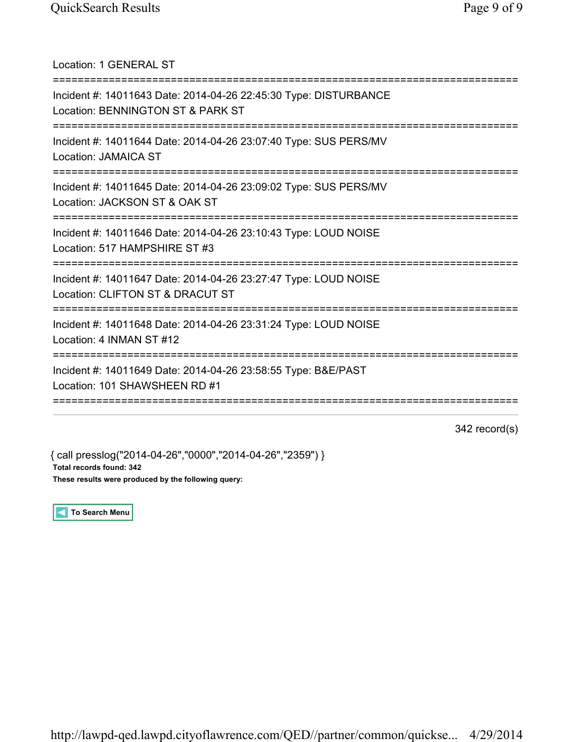Location: 1 GENERAL ST

===========================================================================

Incident #: 14011643 Date: 2014-04-26 22:45:30 Type: DISTURBANCE
Location: BENNINGTON ST & PARK ST

===========================================================================

Incident #: 14011644 Date: 2014-04-26 23:07:40 Type: SUS PERS/MV
Location: JAMAICA ST

===========================================================================

Incident #: 14011645 Date: 2014-04-26 23:09:02 Type: SUS PERS/MV
Location: JACKSON ST & OAK ST

===========================================================================

Incident #: 14011646 Date: 2014-04-26 23:10:43 Type: LOUD NOISE
Location: 517 HAMPSHIRE ST #3

===========================================================================

Incident #: 14011647 Date: 2014-04-26 23:27:47 Type: LOUD NOISE
Location: CLIFTON ST & DRACUT ST

===========================================================================

Incident #: 14011648 Date: 2014-04-26 23:31:24 Type: LOUD NOISE
Location: 4 INMAN ST #12

===========================================================================

Incident #: 14011649 Date: 2014-04-26 23:58:55 Type: B&E/PAST
Location: 101 SHAWSHEEN RD #1

===========================================================================

342 record(s)

{ call presslog("2014-04-26","0000","2014-04-26","2359") }

**Total records found: 342**

**These results were produced by the following query:**

To Search Menu